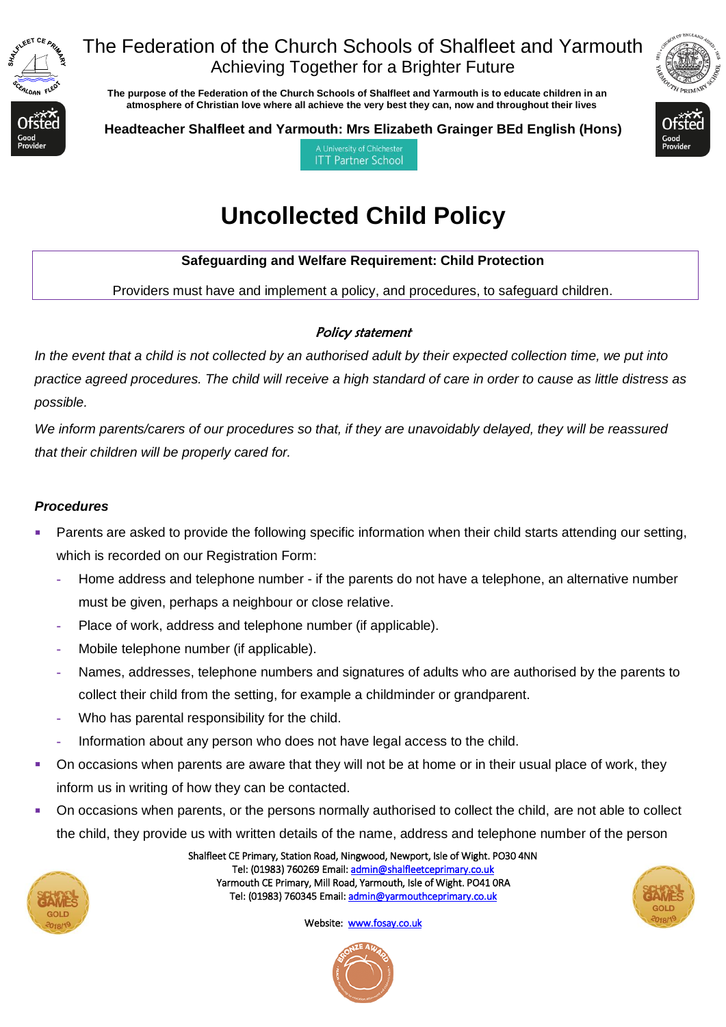The Federation of the Church Schools of Shalfleet and Yarmouth

Achieving Together for a Brighter Future

**The purpose of the Federation of the Church Schools of Shalfleet and Yarmouth is to educate children in an atmosphere of Christian love where all achieve the very best they can, now and throughout their lives**

**Headteacher Shalfleet and Yarmouth: Mrs Elizabeth Grainger BEd English (Hons)**

A University of Chichester ITT Partner School

# Uncollected Child Policy

**Safeguarding and Welfare Requirement: Child Protection**

Providers must have and implement a policy, and procedures, to safeguard children.

### *Policy statement*

*In the event that a child is not collected by an authorised adult by their expected collection time, we put into practice agreed procedures. The child will receive a high standard of care in order to cause as little distress as possible.*

*We inform parents/carers of our procedures so that, if they are unavoidably delayed, they will be reassured that their children will be properly cared for.*

### *Procedures*

- Parents are asked to provide the following specific information when their child starts attending our setting, which is recorded on our Registration Form:
  - Home address and telephone number - if the parents do not have a telephone, an alternative number must be given, perhaps a neighbour or close relative.
  - Place of work, address and telephone number (if applicable).
  - Mobile telephone number (if applicable).
  - Names, addresses, telephone numbers and signatures of adults who are authorised by the parents to collect their child from the setting, for example a childminder or grandparent.
  - Who has parental responsibility for the child.
  - Information about any person who does not have legal access to the child.
- On occasions when parents are aware that they will not be at home or in their usual place of work, they inform us in writing of how they can be contacted.
- On occasions when parents, or the persons normally authorised to collect the child, are not able to collect the child, they provide us with written details of the name, address and telephone number of the person

Shalfleet CE Primary, Station Road, Ningwood, Newport, Isle of Wight. PO30 4NN
Tel: (01983) 760269 Email: admin@shalfleetceprimary.co.uk
Yarmouth CE Primary, Mill Road, Yarmouth, Isle of Wight. PO41 0RA
Tel: (01983) 760345 Email: admin@yarmouthceprimary.co.uk

Website: www.fosay.co.uk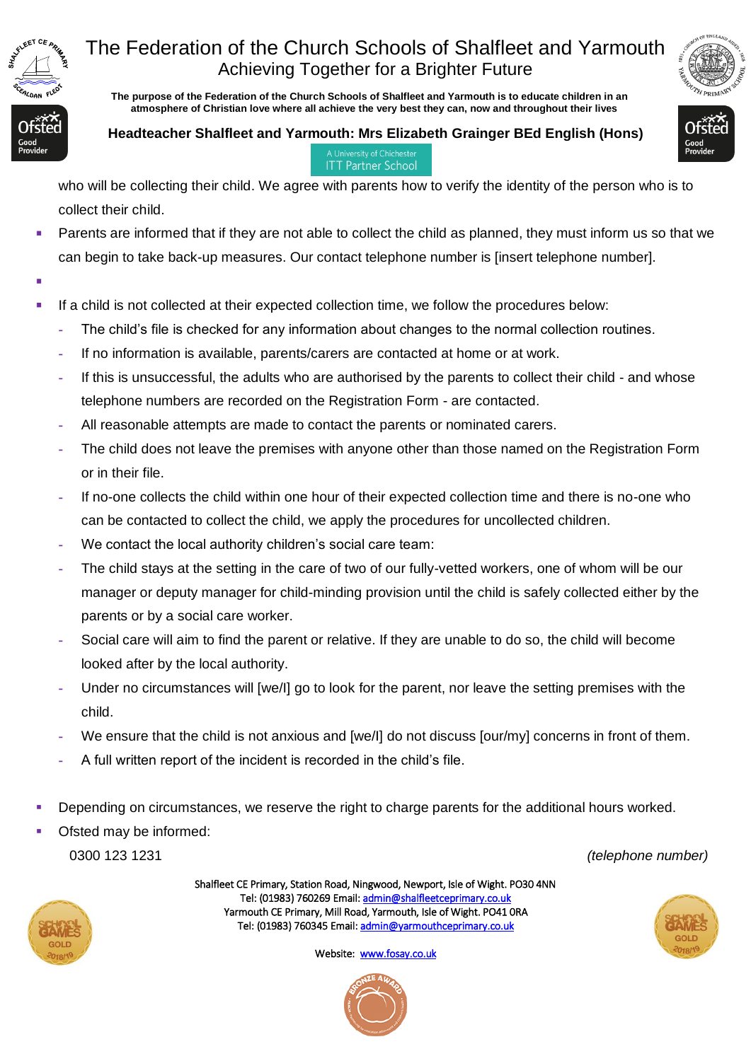who will be collecting their child. We agree with parents how to verify the identity of the person who is to collect their child.

- Parents are informed that if they are not able to collect the child as planned, they must inform us so that we can begin to take back-up measures. Our contact telephone number is [insert telephone number].
- 
- If a child is not collected at their expected collection time, we follow the procedures below:
  - The child's file is checked for any information about changes to the normal collection routines.
  - If no information is available, parents/carers are contacted at home or at work.
  - If this is unsuccessful, the adults who are authorised by the parents to collect their child - and whose telephone numbers are recorded on the Registration Form - are contacted.
  - All reasonable attempts are made to contact the parents or nominated carers.
  - The child does not leave the premises with anyone other than those named on the Registration Form or in their file.
  - If no-one collects the child within one hour of their expected collection time and there is no-one who can be contacted to collect the child, we apply the procedures for uncollected children.
  - We contact the local authority children's social care team:
  - The child stays at the setting in the care of two of our fully-vetted workers, one of whom will be our manager or deputy manager for child-minding provision until the child is safely collected either by the parents or by a social care worker.
  - Social care will aim to find the parent or relative. If they are unable to do so, the child will become looked after by the local authority.
  - Under no circumstances will [we/I] go to look for the parent, nor leave the setting premises with the child.
  - We ensure that the child is not anxious and [we/I] do not discuss [our/my] concerns in front of them.
  - A full written report of the incident is recorded in the child's file.

- Depending on circumstances, we reserve the right to charge parents for the additional hours worked.
- Ofsted may be informed:

  0300 123 1231 *(telephone number)*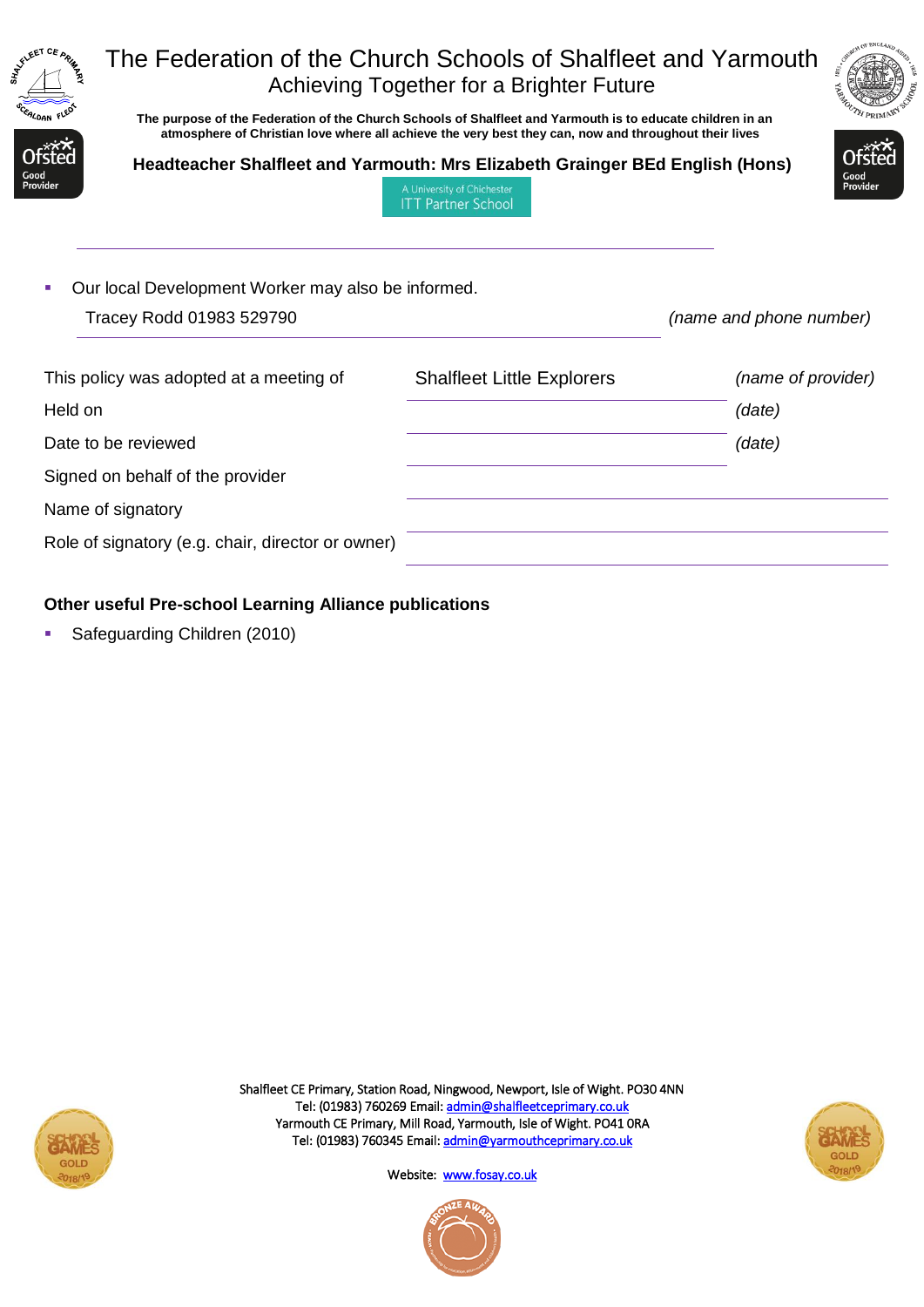- Our local Development Worker may also be informed.

  Tracey Rodd 01983 529790 *(name and phone number)*

| | | |
|---|---|---|
| This policy was adopted at a meeting of | Shalfleet Little Explorers | *(name of provider)* |
| Held on | | *(date)* |
| Date to be reviewed | | *(date)* |
| Signed on behalf of the provider | | |
| Name of signatory | | |
| Role of signatory (e.g. chair, director or owner) | | |

**Other useful Pre-school Learning Alliance publications**

- Safeguarding Children (2010)